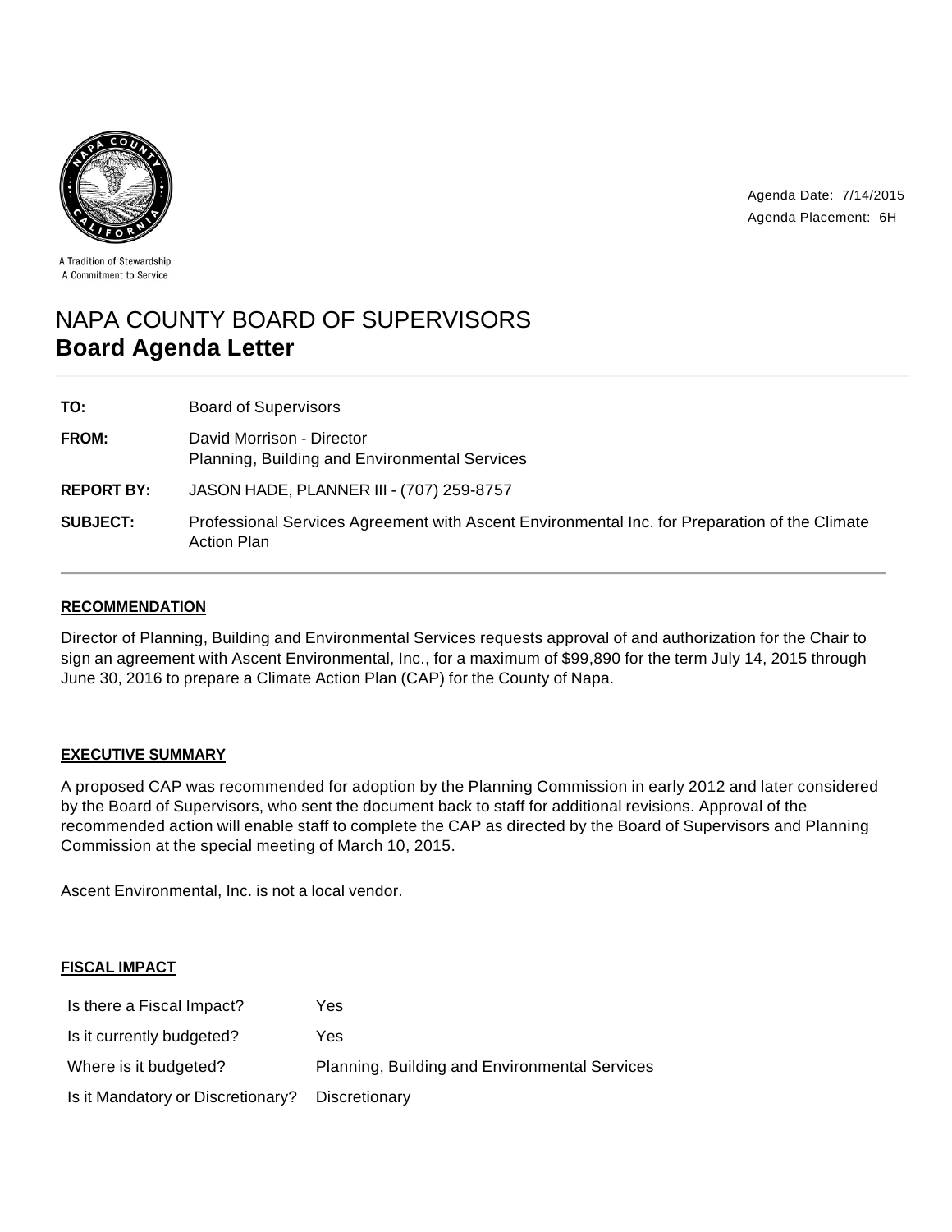A Tradition of Stewardship
A Commitment to Service

Agenda Date: 7/14/2015
Agenda Placement: 6H

# NAPA COUNTY BOARD OF SUPERVISORS
## Board Agenda Letter

| | |
|---|---|
| **TO:** | Board of Supervisors |
| **FROM:** | David Morrison - Director<br>Planning, Building and Environmental Services |
| **REPORT BY:** | JASON HADE, PLANNER III - (707) 259-8757 |
| **SUBJECT:** | Professional Services Agreement with Ascent Environmental Inc. for Preparation of the Climate Action Plan |

### RECOMMENDATION

Director of Planning, Building and Environmental Services requests approval of and authorization for the Chair to sign an agreement with Ascent Environmental, Inc., for a maximum of $99,890 for the term July 14, 2015 through June 30, 2016 to prepare a Climate Action Plan (CAP) for the County of Napa.

### EXECUTIVE SUMMARY

A proposed CAP was recommended for adoption by the Planning Commission in early 2012 and later considered by the Board of Supervisors, who sent the document back to staff for additional revisions. Approval of the recommended action will enable staff to complete the CAP as directed by the Board of Supervisors and Planning Commission at the special meeting of March 10, 2015.

Ascent Environmental, Inc. is not a local vendor.

### FISCAL IMPACT

| | |
|---|---|
| Is there a Fiscal Impact? | Yes |
| Is it currently budgeted? | Yes |
| Where is it budgeted? | Planning, Building and Environmental Services |
| Is it Mandatory or Discretionary? | Discretionary |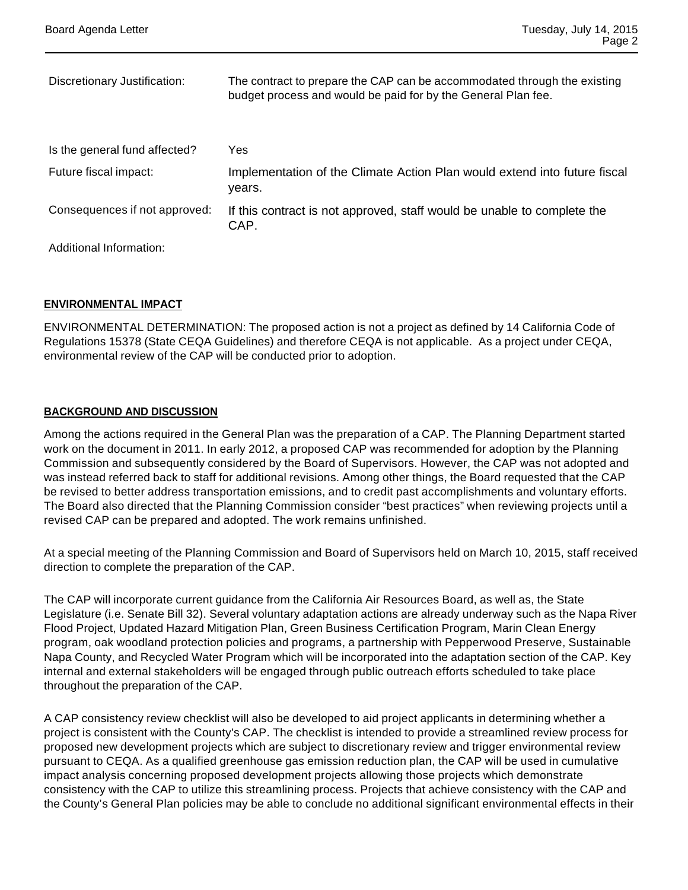| | |
|---|---|
| Discretionary Justification: | The contract to prepare the CAP can be accommodated through the existing budget process and would be paid for by the General Plan fee. |
| Is the general fund affected? | Yes |
| Future fiscal impact: | Implementation of the Climate Action Plan would extend into future fiscal years. |
| Consequences if not approved: | If this contract is not approved, staff would be unable to complete the CAP. |
| Additional Information: | |

## ENVIRONMENTAL IMPACT

ENVIRONMENTAL DETERMINATION: The proposed action is not a project as defined by 14 California Code of Regulations 15378 (State CEQA Guidelines) and therefore CEQA is not applicable. As a project under CEQA, environmental review of the CAP will be conducted prior to adoption.

## BACKGROUND AND DISCUSSION

Among the actions required in the General Plan was the preparation of a CAP. The Planning Department started work on the document in 2011. In early 2012, a proposed CAP was recommended for adoption by the Planning Commission and subsequently considered by the Board of Supervisors. However, the CAP was not adopted and was instead referred back to staff for additional revisions. Among other things, the Board requested that the CAP be revised to better address transportation emissions, and to credit past accomplishments and voluntary efforts. The Board also directed that the Planning Commission consider "best practices" when reviewing projects until a revised CAP can be prepared and adopted. The work remains unfinished.

At a special meeting of the Planning Commission and Board of Supervisors held on March 10, 2015, staff received direction to complete the preparation of the CAP.

The CAP will incorporate current guidance from the California Air Resources Board, as well as, the State Legislature (i.e. Senate Bill 32). Several voluntary adaptation actions are already underway such as the Napa River Flood Project, Updated Hazard Mitigation Plan, Green Business Certification Program, Marin Clean Energy program, oak woodland protection policies and programs, a partnership with Pepperwood Preserve, Sustainable Napa County, and Recycled Water Program which will be incorporated into the adaptation section of the CAP. Key internal and external stakeholders will be engaged through public outreach efforts scheduled to take place throughout the preparation of the CAP.

A CAP consistency review checklist will also be developed to aid project applicants in determining whether a project is consistent with the County's CAP. The checklist is intended to provide a streamlined review process for proposed new development projects which are subject to discretionary review and trigger environmental review pursuant to CEQA. As a qualified greenhouse gas emission reduction plan, the CAP will be used in cumulative impact analysis concerning proposed development projects allowing those projects which demonstrate consistency with the CAP to utilize this streamlining process. Projects that achieve consistency with the CAP and the County's General Plan policies may be able to conclude no additional significant environmental effects in their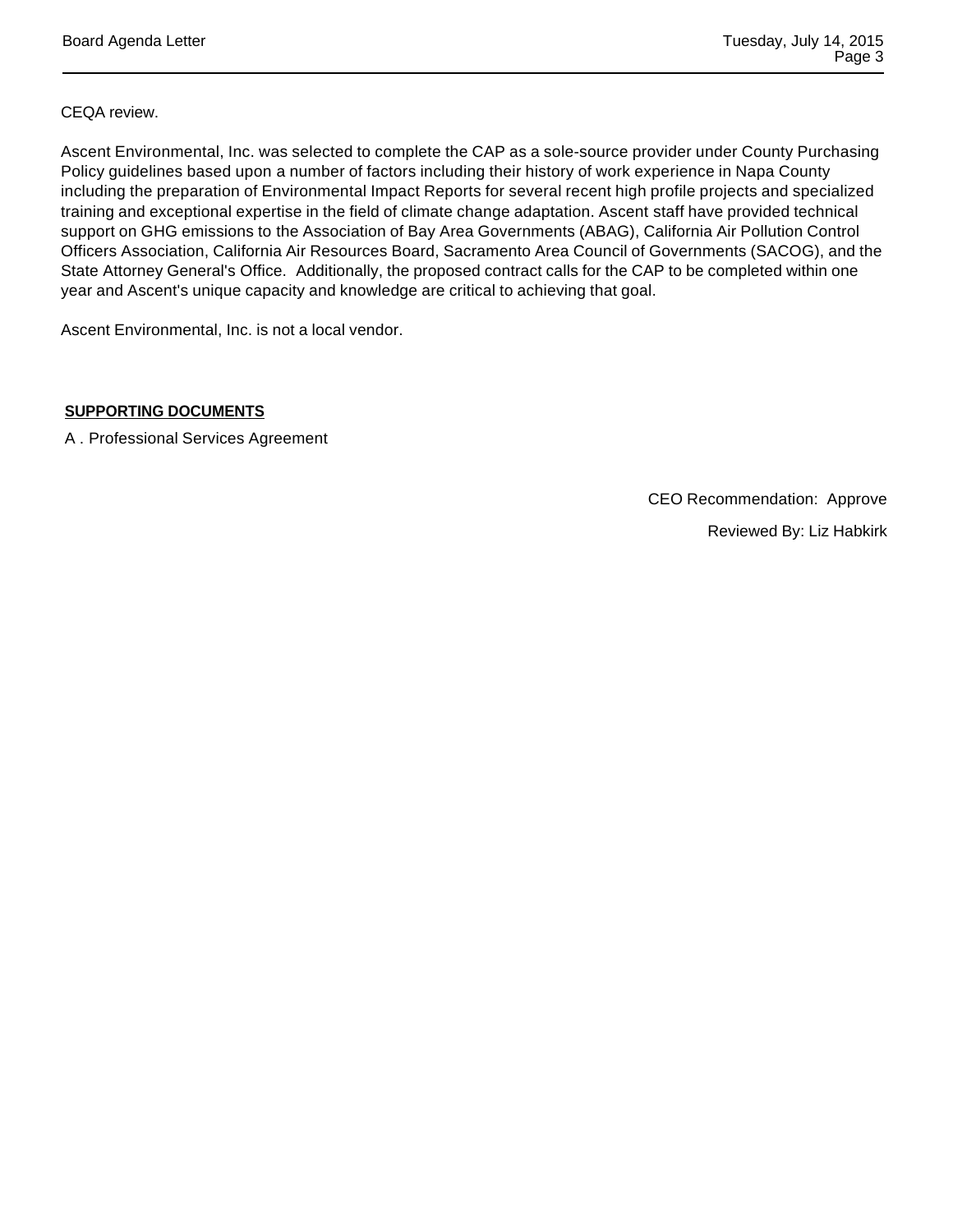CEQA review.

Ascent Environmental, Inc. was selected to complete the CAP as a sole-source provider under County Purchasing Policy guidelines based upon a number of factors including their history of work experience in Napa County including the preparation of Environmental Impact Reports for several recent high profile projects and specialized training and exceptional expertise in the field of climate change adaptation. Ascent staff have provided technical support on GHG emissions to the Association of Bay Area Governments (ABAG), California Air Pollution Control Officers Association, California Air Resources Board, Sacramento Area Council of Governments (SACOG), and the State Attorney General's Office. Additionally, the proposed contract calls for the CAP to be completed within one year and Ascent's unique capacity and knowledge are critical to achieving that goal.

Ascent Environmental, Inc. is not a local vendor.

**SUPPORTING DOCUMENTS**

A . Professional Services Agreement

CEO Recommendation: Approve

Reviewed By: Liz Habkirk